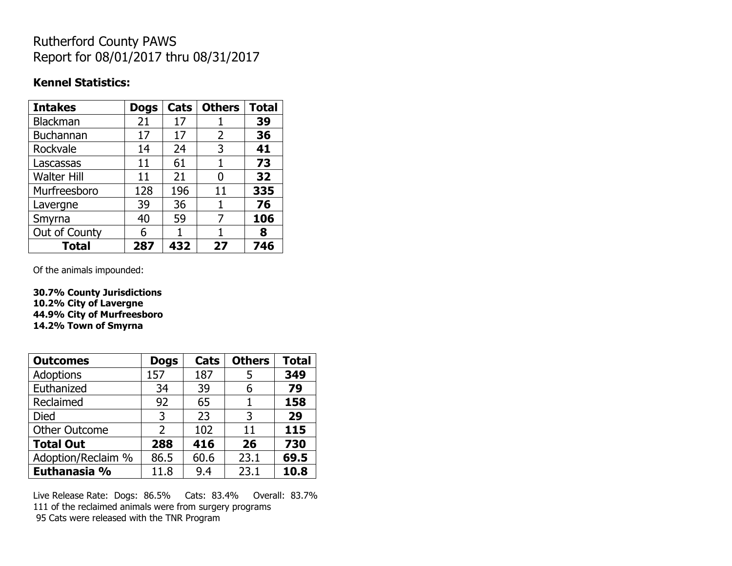# Rutherford County PAWS
# Report for 08/01/2017 thru 08/31/2017

**Kennel Statistics:**

| Intakes | Dogs | Cats | Others | Total |
|---|---|---|---|---|
| Blackman | 21 | 17 | 1 | **39** |
| Buchannan | 17 | 17 | 2 | **36** |
| Rockvale | 14 | 24 | 3 | **41** |
| Lascassas | 11 | 61 | 1 | **73** |
| Walter Hill | 11 | 21 | 0 | **32** |
| Murfreesboro | 128 | 196 | 11 | **335** |
| Lavergne | 39 | 36 | 1 | **76** |
| Smyrna | 40 | 59 | 7 | **106** |
| Out of County | 6 | 1 | 1 | **8** |
| **Total** | **287** | **432** | **27** | **746** |

Of the animals impounded:

**30.7% County Jurisdictions**
**10.2% City of Lavergne**
**44.9% City of Murfreesboro**
**14.2% Town of Smyrna**

| Outcomes | Dogs | Cats | Others | Total |
|---|---|---|---|---|
| Adoptions | 157 | 187 | 5 | **349** |
| Euthanized | 34 | 39 | 6 | **79** |
| Reclaimed | 92 | 65 | 1 | **158** |
| Died | 3 | 23 | 3 | **29** |
| Other Outcome | 2 | 102 | 11 | **115** |
| **Total Out** | **288** | **416** | **26** | **730** |
| Adoption/Reclaim % | 86.5 | 60.6 | 23.1 | **69.5** |
| **Euthanasia %** | 11.8 | 9.4 | 23.1 | **10.8** |

Live Release Rate: Dogs: 86.5% Cats: 83.4% Overall: 83.7%
111 of the reclaimed animals were from surgery programs
95 Cats were released with the TNR Program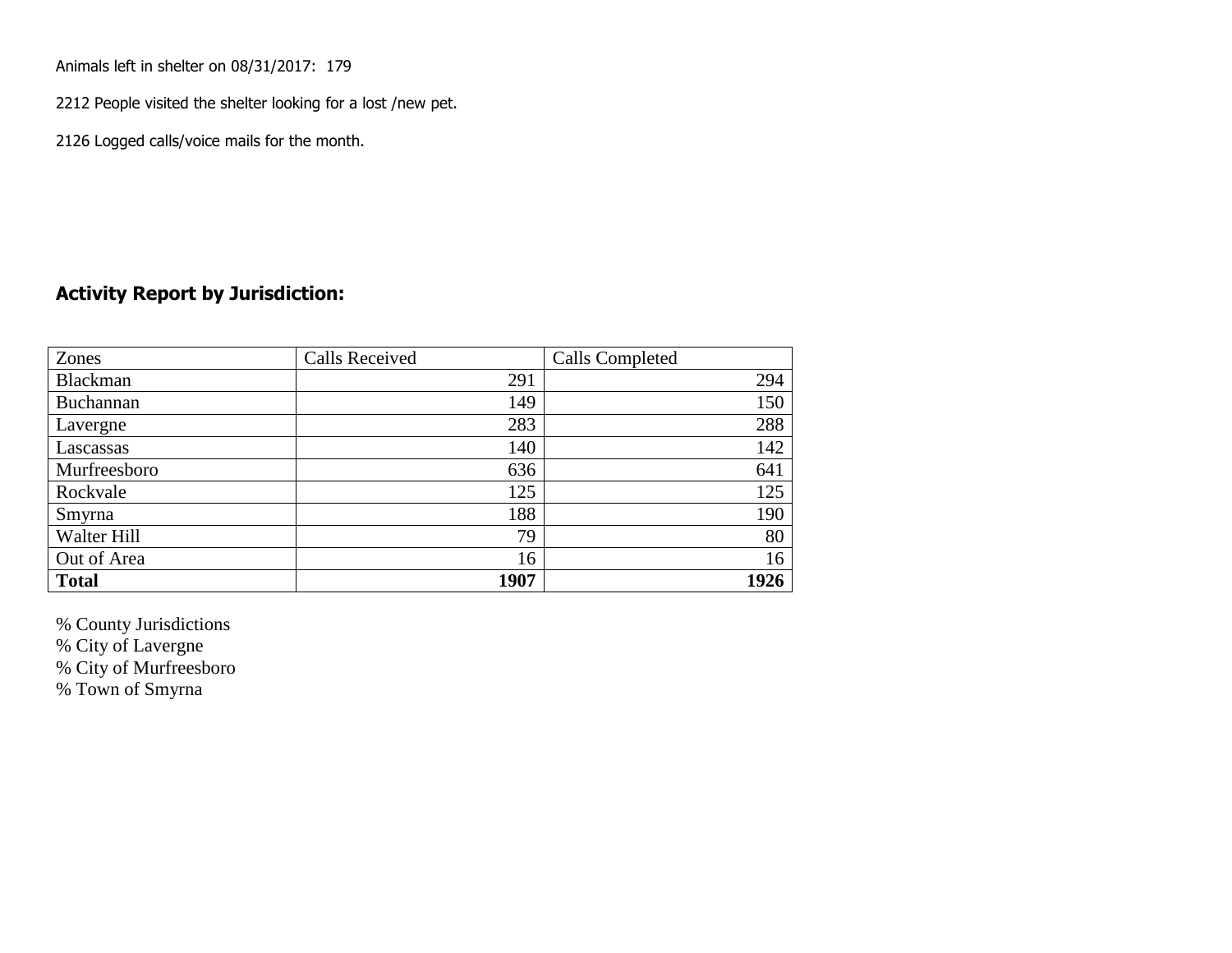Animals left in shelter on 08/31/2017: 179

2212 People visited the shelter looking for a lost /new pet.

2126 Logged calls/voice mails for the month.

## Activity Report by Jurisdiction:

| Zones | Calls Received | Calls Completed |
|---|---|---|
| Blackman | 291 | 294 |
| Buchannan | 149 | 150 |
| Lavergne | 283 | 288 |
| Lascassas | 140 | 142 |
| Murfreesboro | 636 | 641 |
| Rockvale | 125 | 125 |
| Smyrna | 188 | 190 |
| Walter Hill | 79 | 80 |
| Out of Area | 16 | 16 |
| **Total** | **1907** | **1926** |

% County Jurisdictions
% City of Lavergne
% City of Murfreesboro
% Town of Smyrna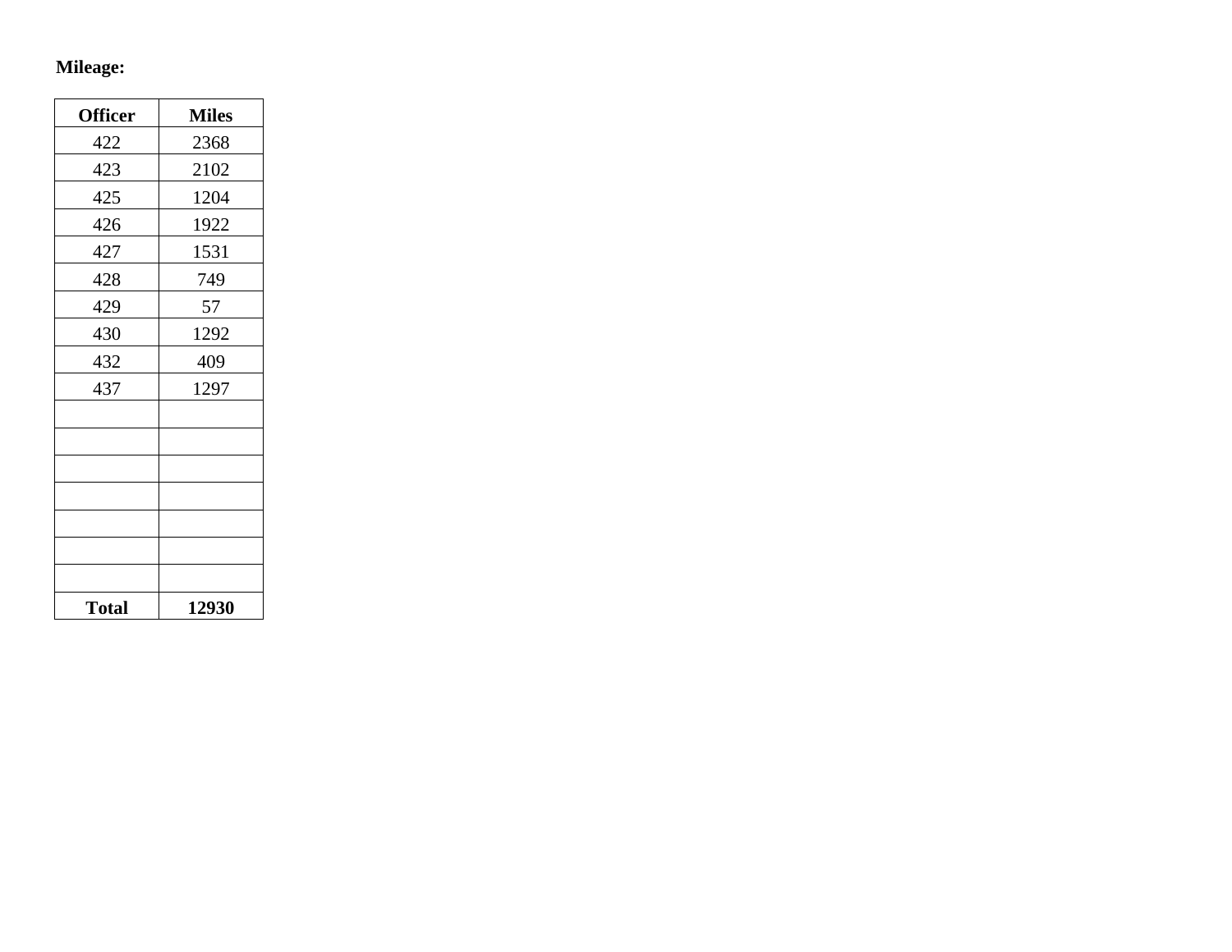**Mileage:**

| **Officer** | **Miles** |
|---|---|
| 422 | 2368 |
| 423 | 2102 |
| 425 | 1204 |
| 426 | 1922 |
| 427 | 1531 |
| 428 | 749 |
| 429 | 57 |
| 430 | 1292 |
| 432 | 409 |
| 437 | 1297 |
| | |
| | |
| | |
| | |
| | |
| | |
| | |
| **Total** | **12930** |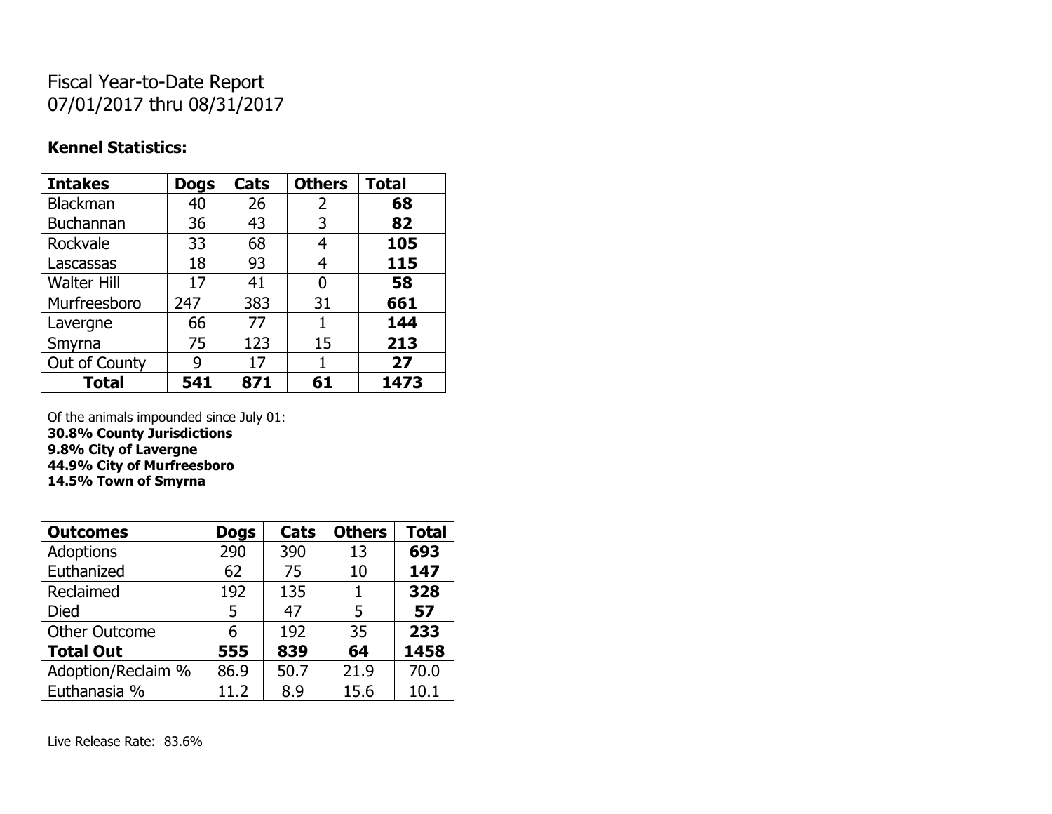# Fiscal Year-to-Date Report
07/01/2017 thru 08/31/2017

**Kennel Statistics:**

| **Intakes** | **Dogs** | **Cats** | **Others** | **Total** |
|---|---|---|---|---|
| Blackman | 40 | 26 | 2 | **68** |
| Buchannan | 36 | 43 | 3 | **82** |
| Rockvale | 33 | 68 | 4 | **105** |
| Lascassas | 18 | 93 | 4 | **115** |
| Walter Hill | 17 | 41 | 0 | **58** |
| Murfreesboro | 247 | 383 | 31 | **661** |
| Lavergne | 66 | 77 | 1 | **144** |
| Smyrna | 75 | 123 | 15 | **213** |
| Out of County | 9 | 17 | 1 | **27** |
| **Total** | **541** | **871** | **61** | **1473** |

Of the animals impounded since July 01:
**30.8% County Jurisdictions**
**9.8% City of Lavergne**
**44.9% City of Murfreesboro**
**14.5% Town of Smyrna**

| **Outcomes** | **Dogs** | **Cats** | **Others** | **Total** |
|---|---|---|---|---|
| Adoptions | 290 | 390 | 13 | **693** |
| Euthanized | 62 | 75 | 10 | **147** |
| Reclaimed | 192 | 135 | 1 | **328** |
| Died | 5 | 47 | 5 | **57** |
| Other Outcome | 6 | 192 | 35 | **233** |
| **Total Out** | **555** | **839** | **64** | **1458** |
| Adoption/Reclaim % | 86.9 | 50.7 | 21.9 | 70.0 |
| Euthanasia % | 11.2 | 8.9 | 15.6 | 10.1 |

Live Release Rate: 83.6%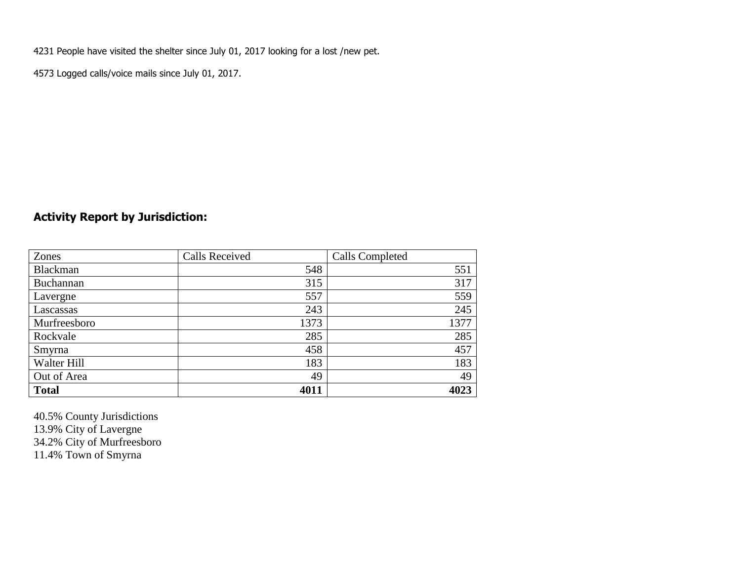4231 People have visited the shelter since July 01, 2017 looking for a lost /new pet.

4573 Logged calls/voice mails since July 01, 2017.

## Activity Report by Jurisdiction:

| Zones | Calls Received | Calls Completed |
|---|---|---|
| Blackman | 548 | 551 |
| Buchannan | 315 | 317 |
| Lavergne | 557 | 559 |
| Lascassas | 243 | 245 |
| Murfreesboro | 1373 | 1377 |
| Rockvale | 285 | 285 |
| Smyrna | 458 | 457 |
| Walter Hill | 183 | 183 |
| Out of Area | 49 | 49 |
| **Total** | **4011** | **4023** |

40.5% County Jurisdictions
13.9% City of Lavergne
34.2% City of Murfreesboro
11.4% Town of Smyrna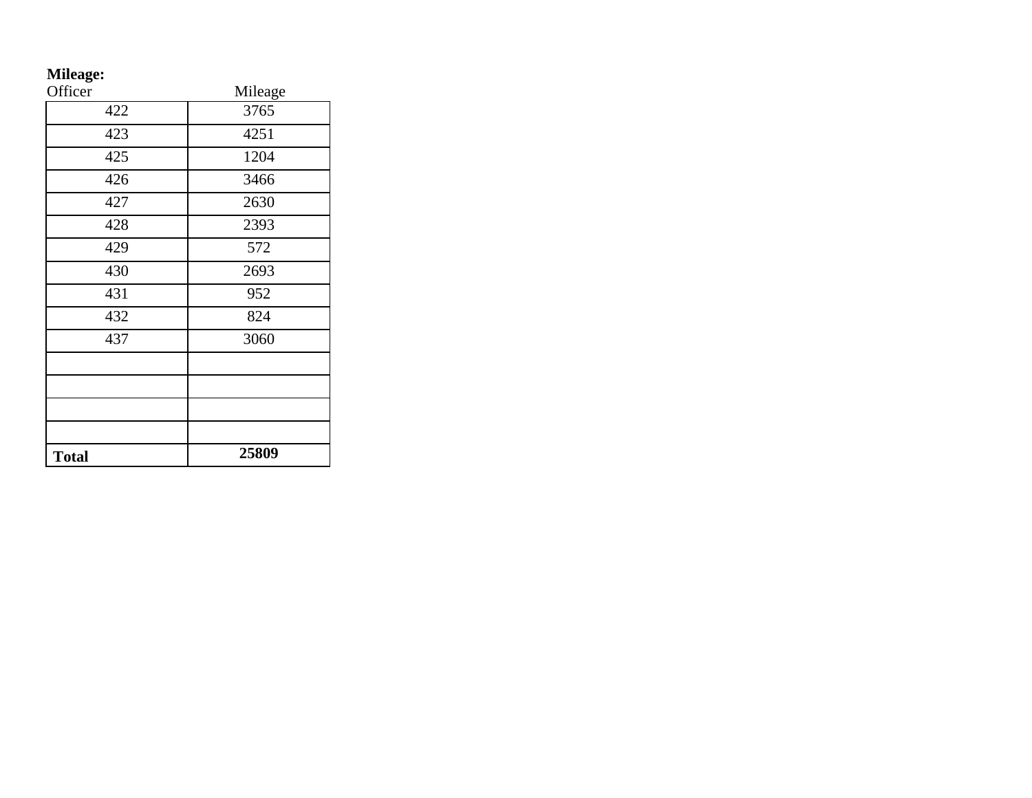**Mileage:**

| Officer | Mileage |
|---|---|
| 422 | 3765 |
| 423 | 4251 |
| 425 | 1204 |
| 426 | 3466 |
| 427 | 2630 |
| 428 | 2393 |
| 429 | 572 |
| 430 | 2693 |
| 431 | 952 |
| 432 | 824 |
| 437 | 3060 |
| | |
| | |
| | |
| | |
| **Total** | **25809** |